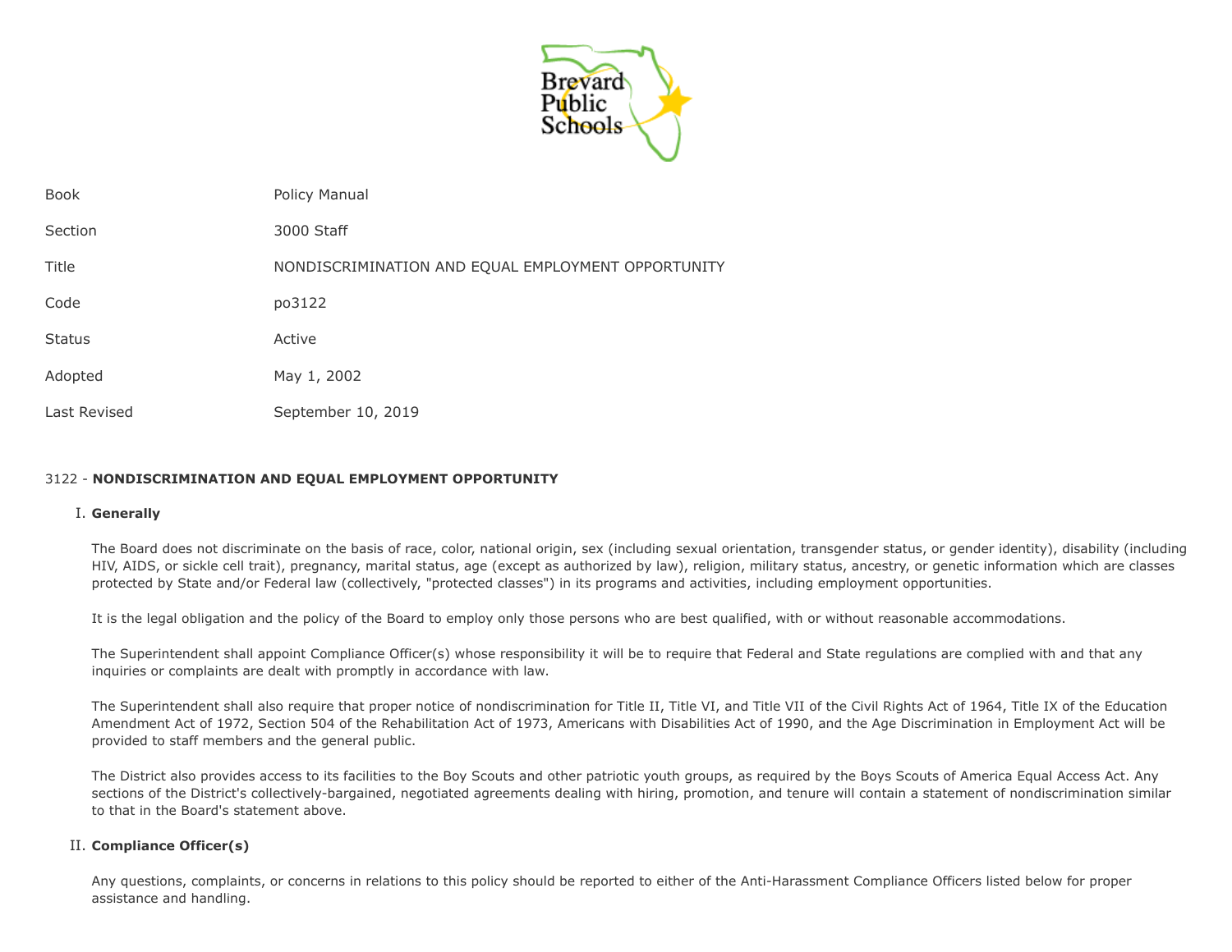| Book | Policy Manual |
| --- | --- |
| Section | 3000 Staff |
| Title | NONDISCRIMINATION AND EQUAL EMPLOYMENT OPPORTUNITY |
| Code | po3122 |
| Status | Active |
| Adopted | May 1, 2002 |
| Last Revised | September 10, 2019 |

# 3122 - **NONDISCRIMINATION AND EQUAL EMPLOYMENT OPPORTUNITY**

## I. **Generally**

The Board does not discriminate on the basis of race, color, national origin, sex (including sexual orientation, transgender status, or gender identity), disability (including HIV, AIDS, or sickle cell trait), pregnancy, marital status, age (except as authorized by law), religion, military status, ancestry, or genetic information which are classes protected by State and/or Federal law (collectively, "protected classes") in its programs and activities, including employment opportunities.

It is the legal obligation and the policy of the Board to employ only those persons who are best qualified, with or without reasonable accommodations.

The Superintendent shall appoint Compliance Officer(s) whose responsibility it will be to require that Federal and State regulations are complied with and that any inquiries or complaints are dealt with promptly in accordance with law.

The Superintendent shall also require that proper notice of nondiscrimination for Title II, Title VI, and Title VII of the Civil Rights Act of 1964, Title IX of the Education Amendment Act of 1972, Section 504 of the Rehabilitation Act of 1973, Americans with Disabilities Act of 1990, and the Age Discrimination in Employment Act will be provided to staff members and the general public.

The District also provides access to its facilities to the Boy Scouts and other patriotic youth groups, as required by the Boys Scouts of America Equal Access Act. Any sections of the District's collectively-bargained, negotiated agreements dealing with hiring, promotion, and tenure will contain a statement of nondiscrimination similar to that in the Board's statement above.

## II. **Compliance Officer(s)**

Any questions, complaints, or concerns in relations to this policy should be reported to either of the Anti-Harassment Compliance Officers listed below for proper assistance and handling.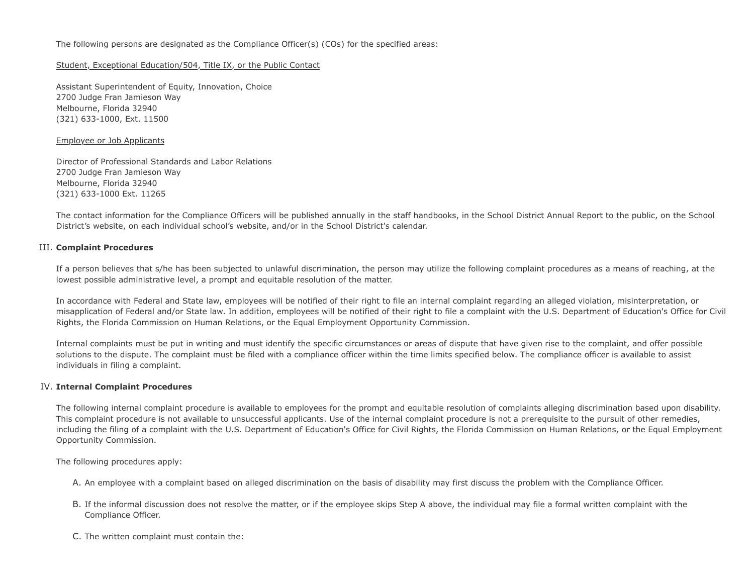The following persons are designated as the Compliance Officer(s) (COs) for the specified areas:

<u>Student, Exceptional Education/504, Title IX, or the Public Contact</u>

Assistant Superintendent of Equity, Innovation, Choice
2700 Judge Fran Jamieson Way
Melbourne, Florida 32940
(321) 633-1000, Ext. 11500

<u>Employee or Job Applicants</u>

Director of Professional Standards and Labor Relations
2700 Judge Fran Jamieson Way
Melbourne, Florida 32940
(321) 633-1000 Ext. 11265

The contact information for the Compliance Officers will be published annually in the staff handbooks, in the School District Annual Report to the public, on the School District's website, on each individual school's website, and/or in the School District's calendar.

III. **Complaint Procedures**

If a person believes that s/he has been subjected to unlawful discrimination, the person may utilize the following complaint procedures as a means of reaching, at the lowest possible administrative level, a prompt and equitable resolution of the matter.

In accordance with Federal and State law, employees will be notified of their right to file an internal complaint regarding an alleged violation, misinterpretation, or misapplication of Federal and/or State law. In addition, employees will be notified of their right to file a complaint with the U.S. Department of Education's Office for Civil Rights, the Florida Commission on Human Relations, or the Equal Employment Opportunity Commission.

Internal complaints must be put in writing and must identify the specific circumstances or areas of dispute that have given rise to the complaint, and offer possible solutions to the dispute. The complaint must be filed with a compliance officer within the time limits specified below. The compliance officer is available to assist individuals in filing a complaint.

IV. **Internal Complaint Procedures**

The following internal complaint procedure is available to employees for the prompt and equitable resolution of complaints alleging discrimination based upon disability. This complaint procedure is not available to unsuccessful applicants. Use of the internal complaint procedure is not a prerequisite to the pursuit of other remedies, including the filing of a complaint with the U.S. Department of Education's Office for Civil Rights, the Florida Commission on Human Relations, or the Equal Employment Opportunity Commission.

The following procedures apply:

A. An employee with a complaint based on alleged discrimination on the basis of disability may first discuss the problem with the Compliance Officer.

B. If the informal discussion does not resolve the matter, or if the employee skips Step A above, the individual may file a formal written complaint with the Compliance Officer.

C. The written complaint must contain the: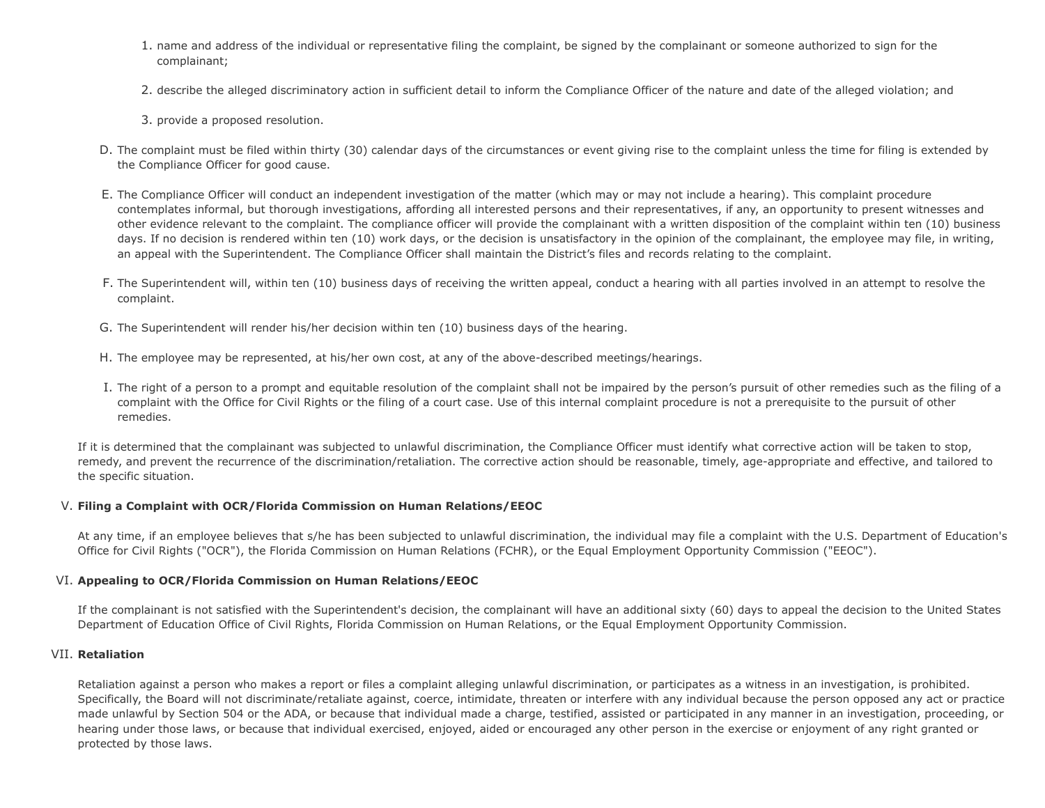1. name and address of the individual or representative filing the complaint, be signed by the complainant or someone authorized to sign for the complainant;
2. describe the alleged discriminatory action in sufficient detail to inform the Compliance Officer of the nature and date of the alleged violation; and
3. provide a proposed resolution.

D. The complaint must be filed within thirty (30) calendar days of the circumstances or event giving rise to the complaint unless the time for filing is extended by the Compliance Officer for good cause.

E. The Compliance Officer will conduct an independent investigation of the matter (which may or may not include a hearing). This complaint procedure contemplates informal, but thorough investigations, affording all interested persons and their representatives, if any, an opportunity to present witnesses and other evidence relevant to the complaint. The compliance officer will provide the complainant with a written disposition of the complaint within ten (10) business days. If no decision is rendered within ten (10) work days, or the decision is unsatisfactory in the opinion of the complainant, the employee may file, in writing, an appeal with the Superintendent. The Compliance Officer shall maintain the District's files and records relating to the complaint.

F. The Superintendent will, within ten (10) business days of receiving the written appeal, conduct a hearing with all parties involved in an attempt to resolve the complaint.

G. The Superintendent will render his/her decision within ten (10) business days of the hearing.

H. The employee may be represented, at his/her own cost, at any of the above-described meetings/hearings.

I. The right of a person to a prompt and equitable resolution of the complaint shall not be impaired by the person's pursuit of other remedies such as the filing of a complaint with the Office for Civil Rights or the filing of a court case. Use of this internal complaint procedure is not a prerequisite to the pursuit of other remedies.

If it is determined that the complainant was subjected to unlawful discrimination, the Compliance Officer must identify what corrective action will be taken to stop, remedy, and prevent the recurrence of the discrimination/retaliation. The corrective action should be reasonable, timely, age-appropriate and effective, and tailored to the specific situation.

## V. Filing a Complaint with OCR/Florida Commission on Human Relations/EEOC

At any time, if an employee believes that s/he has been subjected to unlawful discrimination, the individual may file a complaint with the U.S. Department of Education's Office for Civil Rights ("OCR"), the Florida Commission on Human Relations (FCHR), or the Equal Employment Opportunity Commission ("EEOC").

## VI. Appealing to OCR/Florida Commission on Human Relations/EEOC

If the complainant is not satisfied with the Superintendent's decision, the complainant will have an additional sixty (60) days to appeal the decision to the United States Department of Education Office of Civil Rights, Florida Commission on Human Relations, or the Equal Employment Opportunity Commission.

## VII. Retaliation

Retaliation against a person who makes a report or files a complaint alleging unlawful discrimination, or participates as a witness in an investigation, is prohibited. Specifically, the Board will not discriminate/retaliate against, coerce, intimidate, threaten or interfere with any individual because the person opposed any act or practice made unlawful by Section 504 or the ADA, or because that individual made a charge, testified, assisted or participated in any manner in an investigation, proceeding, or hearing under those laws, or because that individual exercised, enjoyed, aided or encouraged any other person in the exercise or enjoyment of any right granted or protected by those laws.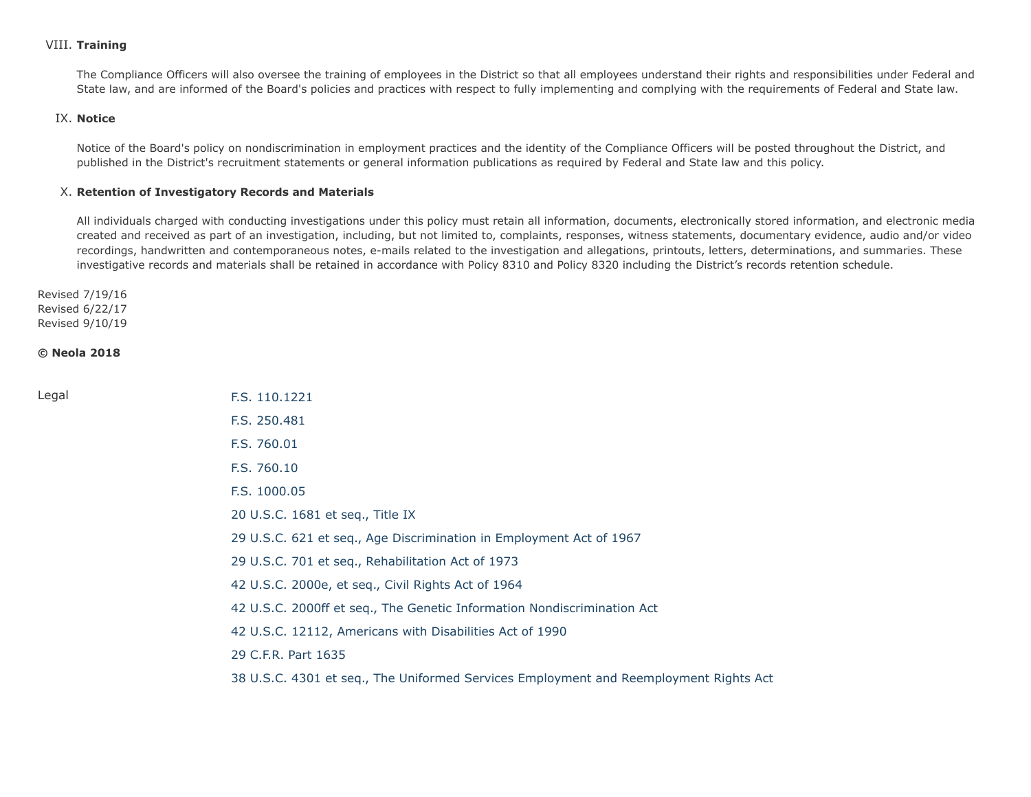VIII. **Training**

The Compliance Officers will also oversee the training of employees in the District so that all employees understand their rights and responsibilities under Federal and State law, and are informed of the Board's policies and practices with respect to fully implementing and complying with the requirements of Federal and State law.

IX. **Notice**

Notice of the Board's policy on nondiscrimination in employment practices and the identity of the Compliance Officers will be posted throughout the District, and published in the District's recruitment statements or general information publications as required by Federal and State law and this policy.

X. **Retention of Investigatory Records and Materials**

All individuals charged with conducting investigations under this policy must retain all information, documents, electronically stored information, and electronic media created and received as part of an investigation, including, but not limited to, complaints, responses, witness statements, documentary evidence, audio and/or video recordings, handwritten and contemporaneous notes, e-mails related to the investigation and allegations, printouts, letters, determinations, and summaries. These investigative records and materials shall be retained in accordance with Policy 8310 and Policy 8320 including the District's records retention schedule.

Revised 7/19/16
Revised 6/22/17
Revised 9/10/19

**© Neola 2018**

Legal

F.S. 110.1221

F.S. 250.481

F.S. 760.01

F.S. 760.10

F.S. 1000.05

20 U.S.C. 1681 et seq., Title IX

29 U.S.C. 621 et seq., Age Discrimination in Employment Act of 1967

29 U.S.C. 701 et seq., Rehabilitation Act of 1973

42 U.S.C. 2000e, et seq., Civil Rights Act of 1964

42 U.S.C. 2000ff et seq., The Genetic Information Nondiscrimination Act

42 U.S.C. 12112, Americans with Disabilities Act of 1990

29 C.F.R. Part 1635

38 U.S.C. 4301 et seq., The Uniformed Services Employment and Reemployment Rights Act